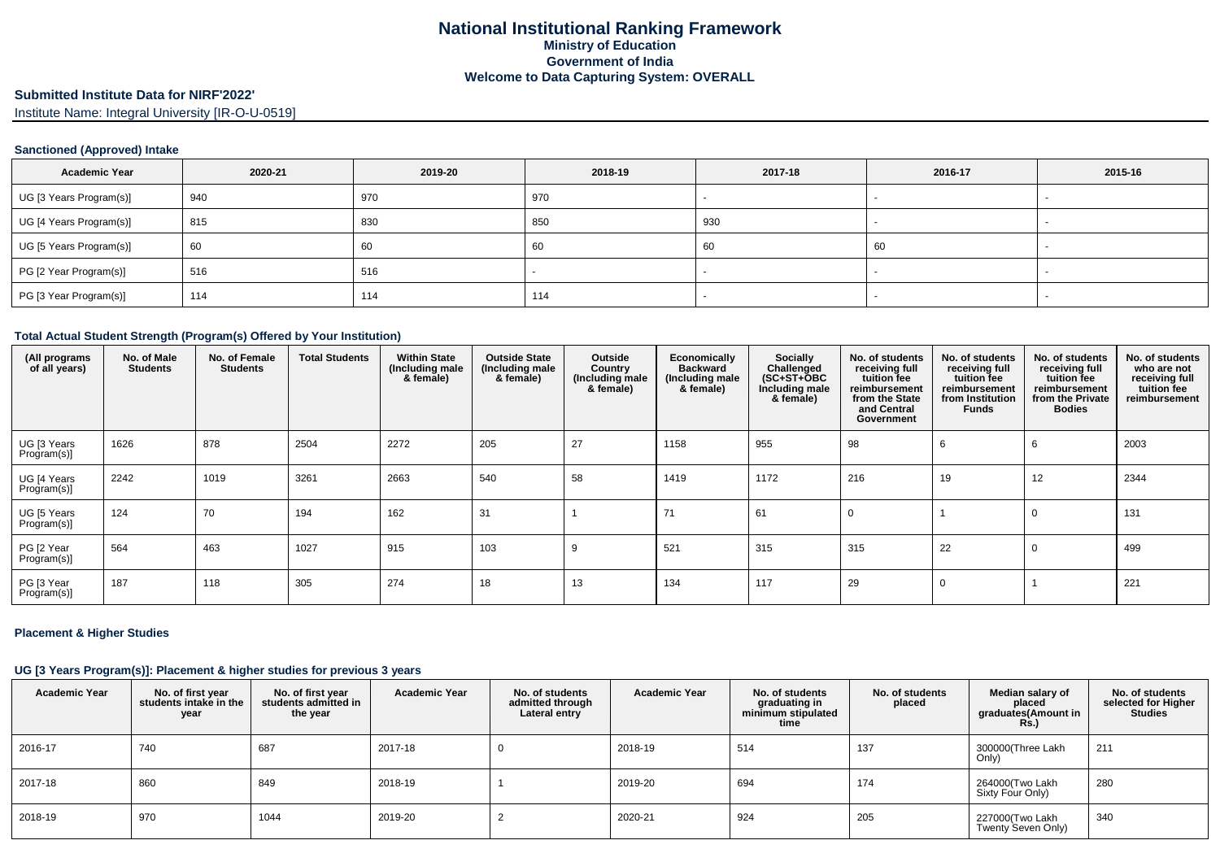# National Institutional Ranking Framework
## Ministry of Education
## Government of India
## Welcome to Data Capturing System: OVERALL

**Submitted Institute Data for NIRF'2022'**

Institute Name: Integral University [IR-O-U-0519]

### Sanctioned (Approved) Intake

| Academic Year | 2020-21 | 2019-20 | 2018-19 | 2017-18 | 2016-17 | 2015-16 |
|---|---|---|---|---|---|---|
| UG [3 Years Program(s)] | 940 | 970 | 970 | - | - | - |
| UG [4 Years Program(s)] | 815 | 830 | 850 | 930 | - | - |
| UG [5 Years Program(s)] | 60 | 60 | 60 | 60 | 60 | - |
| PG [2 Year Program(s)] | 516 | 516 | - | - | - | - |
| PG [3 Year Program(s)] | 114 | 114 | 114 | - | - | - |

### Total Actual Student Strength (Program(s) Offered by Your Institution)

| (All programs of all years) | No. of Male Students | No. of Female Students | Total Students | Within State (Including male & female) | Outside State (Including male & female) | Outside Country (Including male & female) | Economically Backward (Including male & female) | Socially Challenged (SC+ST+OBC Including male & female) | No. of students receiving full tuition fee reimbursement from the State and Central Government | No. of students receiving full tuition fee reimbursement from Institution Funds | No. of students receiving full tuition fee reimbursement from the Private Bodies | No. of students who are not receiving full tuition fee reimbursement |
|---|---|---|---|---|---|---|---|---|---|---|---|---|
| UG [3 Years Program(s)] | 1626 | 878 | 2504 | 2272 | 205 | 27 | 1158 | 955 | 98 | 6 | 6 | 2003 |
| UG [4 Years Program(s)] | 2242 | 1019 | 3261 | 2663 | 540 | 58 | 1419 | 1172 | 216 | 19 | 12 | 2344 |
| UG [5 Years Program(s)] | 124 | 70 | 194 | 162 | 31 | 1 | 71 | 61 | 0 | 1 | 0 | 131 |
| PG [2 Year Program(s)] | 564 | 463 | 1027 | 915 | 103 | 9 | 521 | 315 | 315 | 22 | 0 | 499 |
| PG [3 Year Program(s)] | 187 | 118 | 305 | 274 | 18 | 13 | 134 | 117 | 29 | 0 | 1 | 221 |

### Placement & Higher Studies

#### UG [3 Years Program(s)]: Placement & higher studies for previous 3 years

| Academic Year | No. of first year students intake in the year | No. of first year students admitted in the year | Academic Year | No. of students admitted through Lateral entry | Academic Year | No. of students graduating in minimum stipulated time | No. of students placed | Median salary of placed graduates(Amount in Rs.) | No. of students selected for Higher Studies |
|---|---|---|---|---|---|---|---|---|---|
| 2016-17 | 740 | 687 | 2017-18 | 0 | 2018-19 | 514 | 137 | 300000(Three Lakh Only) | 211 |
| 2017-18 | 860 | 849 | 2018-19 | 1 | 2019-20 | 694 | 174 | 264000(Two Lakh Sixty Four Only) | 280 |
| 2018-19 | 970 | 1044 | 2019-20 | 2 | 2020-21 | 924 | 205 | 227000(Two Lakh Twenty Seven Only) | 340 |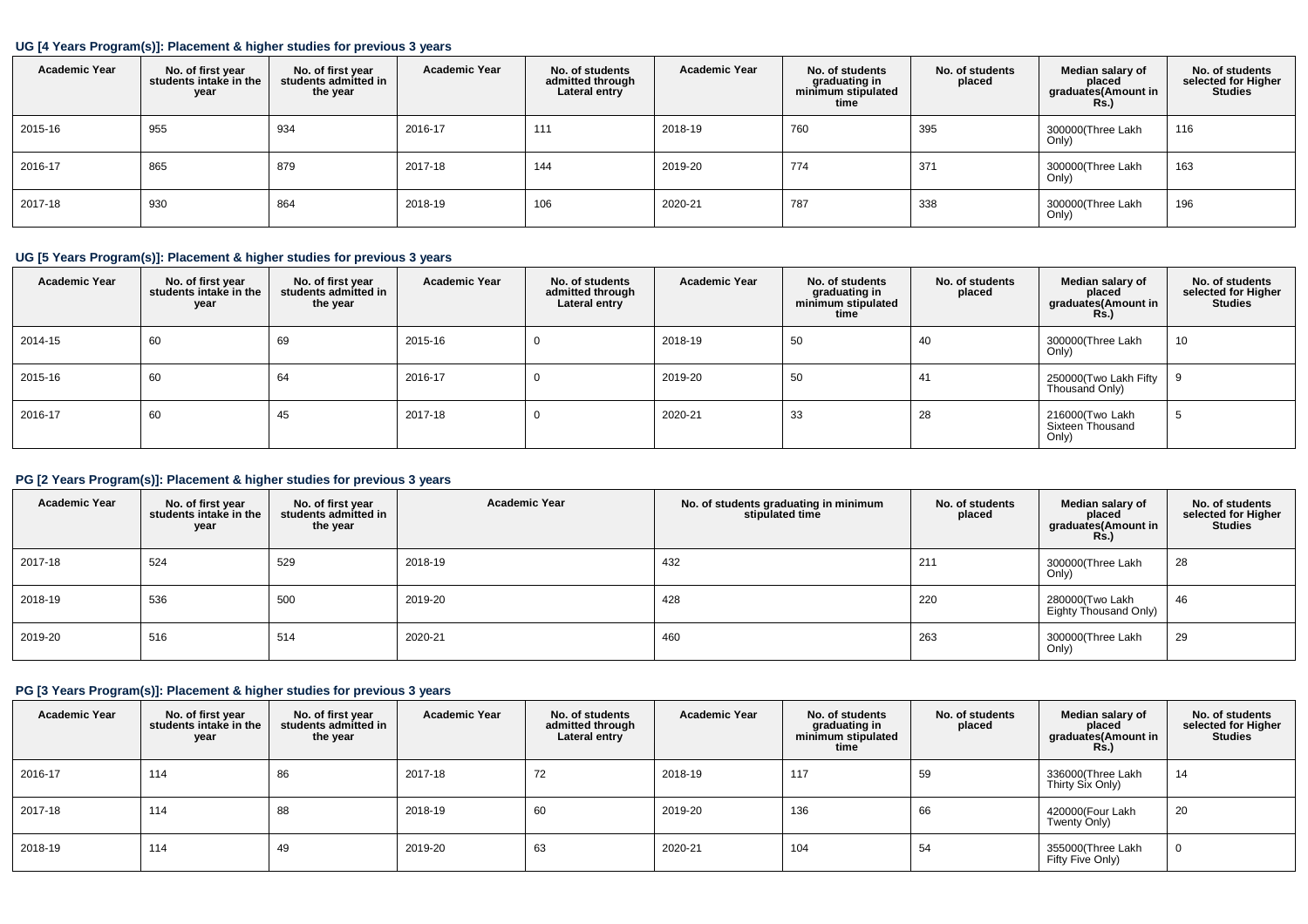### UG [4 Years Program(s)]: Placement & higher studies for previous 3 years

| Academic Year | No. of first year students intake in the year | No. of first year students admitted in the year | Academic Year | No. of students admitted through Lateral entry | Academic Year | No. of students graduating in minimum stipulated time | No. of students placed | Median salary of placed graduates(Amount in Rs.) | No. of students selected for Higher Studies |
|---|---|---|---|---|---|---|---|---|---|
| 2015-16 | 955 | 934 | 2016-17 | 111 | 2018-19 | 760 | 395 | 300000(Three Lakh Only) | 116 |
| 2016-17 | 865 | 879 | 2017-18 | 144 | 2019-20 | 774 | 371 | 300000(Three Lakh Only) | 163 |
| 2017-18 | 930 | 864 | 2018-19 | 106 | 2020-21 | 787 | 338 | 300000(Three Lakh Only) | 196 |

### UG [5 Years Program(s)]: Placement & higher studies for previous 3 years

| Academic Year | No. of first year students intake in the year | No. of first year students admitted in the year | Academic Year | No. of students admitted through Lateral entry | Academic Year | No. of students graduating in minimum stipulated time | No. of students placed | Median salary of placed graduates(Amount in Rs.) | No. of students selected for Higher Studies |
|---|---|---|---|---|---|---|---|---|---|
| 2014-15 | 60 | 69 | 2015-16 | 0 | 2018-19 | 50 | 40 | 300000(Three Lakh Only) | 10 |
| 2015-16 | 60 | 64 | 2016-17 | 0 | 2019-20 | 50 | 41 | 250000(Two Lakh Fifty Thousand Only) | 9 |
| 2016-17 | 60 | 45 | 2017-18 | 0 | 2020-21 | 33 | 28 | 216000(Two Lakh Sixteen Thousand Only) | 5 |

### PG [2 Years Program(s)]: Placement & higher studies for previous 3 years

| Academic Year | No. of first year students intake in the year | No. of first year students admitted in the year | Academic Year | No. of students graduating in minimum stipulated time | No. of students placed | Median salary of placed graduates(Amount in Rs.) | No. of students selected for Higher Studies |
|---|---|---|---|---|---|---|---|
| 2017-18 | 524 | 529 | 2018-19 | 432 | 211 | 300000(Three Lakh Only) | 28 |
| 2018-19 | 536 | 500 | 2019-20 | 428 | 220 | 280000(Two Lakh Eighty Thousand Only) | 46 |
| 2019-20 | 516 | 514 | 2020-21 | 460 | 263 | 300000(Three Lakh Only) | 29 |

### PG [3 Years Program(s)]: Placement & higher studies for previous 3 years

| Academic Year | No. of first year students intake in the year | No. of first year students admitted in the year | Academic Year | No. of students admitted through Lateral entry | Academic Year | No. of students graduating in minimum stipulated time | No. of students placed | Median salary of placed graduates(Amount in Rs.) | No. of students selected for Higher Studies |
|---|---|---|---|---|---|---|---|---|---|
| 2016-17 | 114 | 86 | 2017-18 | 72 | 2018-19 | 117 | 59 | 336000(Three Lakh Thirty Six Only) | 14 |
| 2017-18 | 114 | 88 | 2018-19 | 60 | 2019-20 | 136 | 66 | 420000(Four Lakh Twenty Only) | 20 |
| 2018-19 | 114 | 49 | 2019-20 | 63 | 2020-21 | 104 | 54 | 355000(Three Lakh Fifty Five Only) | 0 |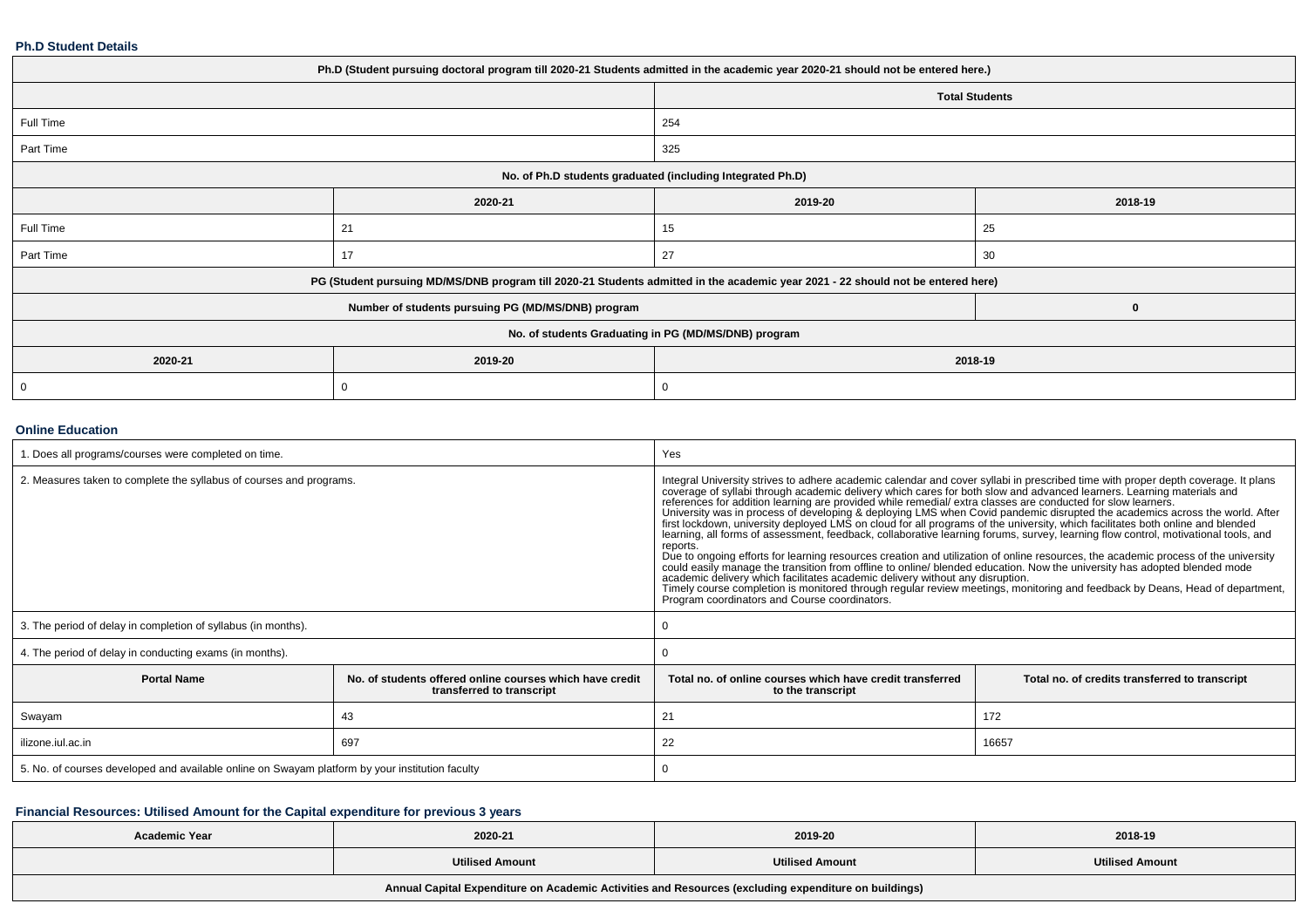### Ph.D Student Details

| Ph.D (Student pursuing doctoral program till 2020-21 Students admitted in the academic year 2020-21 should not be entered here.) | | | |
|---|---|---|---|
| | | Total Students | |
| Full Time | | 254 | |
| Part Time | | 325 | |
| No. of Ph.D students graduated (including Integrated Ph.D) | | | |
| | 2020-21 | 2019-20 | 2018-19 |
| Full Time | 21 | 15 | 25 |
| Part Time | 17 | 27 | 30 |
| PG (Student pursuing MD/MS/DNB program till 2020-21 Students admitted in the academic year 2021 - 22 should not be entered here) | | | |
| Number of students pursuing PG (MD/MS/DNB) program | | | 0 |
| No. of students Graduating in PG (MD/MS/DNB) program | | | |
| 2020-21 | 2019-20 | 2018-19 | |
| 0 | 0 | 0 | |

### Online Education

| 1. Does all programs/courses were completed on time. | | Yes | |
|---|---|---|---|
| 2. Measures taken to complete the syllabus of courses and programs. | | Integral University strives to adhere academic calendar and cover syllabi in prescribed time with proper depth coverage. It plans coverage of syllabi through academic delivery which cares for both slow and advanced learners. Learning materials and references for addition learning are provided while remedial/ extra classes are conducted for slow learners. University was in process of developing & deploying LMS when Covid pandemic disrupted the academics across the world. After first lockdown, university deployed LMS on cloud for all programs of the university, which facilitates both online and blended learning, all forms of assessment, feedback, collaborative learning forums, survey, learning flow control, motivational tools, and reports. Due to ongoing efforts for learning resources creation and utilization of online resources, the academic process of the university could easily manage the transition from offline to online/ blended education. Now the university has adopted blended mode academic delivery which facilitates academic delivery without any disruption. Timely course completion is monitored through regular review meetings, monitoring and feedback by Deans, Head of department, Program coordinators and Course coordinators. | |
| 3. The period of delay in completion of syllabus (in months). | | 0 | |
| 4. The period of delay in conducting exams (in months). | | 0 | |
| **Portal Name** | **No. of students offered online courses which have credit transferred to transcript** | **Total no. of online courses which have credit transferred to the transcript** | **Total no. of credits transferred to transcript** |
| Swayam | 43 | 21 | 172 |
| ilizone.iul.ac.in | 697 | 22 | 16657 |
| 5. No. of courses developed and available online on Swayam platform by your institution faculty | | 0 | |

### Financial Resources: Utilised Amount for the Capital expenditure for previous 3 years

| Academic Year | 2020-21 | 2019-20 | 2018-19 |
|---|---|---|---|
| | Utilised Amount | Utilised Amount | Utilised Amount |
| Annual Capital Expenditure on Academic Activities and Resources (excluding expenditure on buildings) | | | |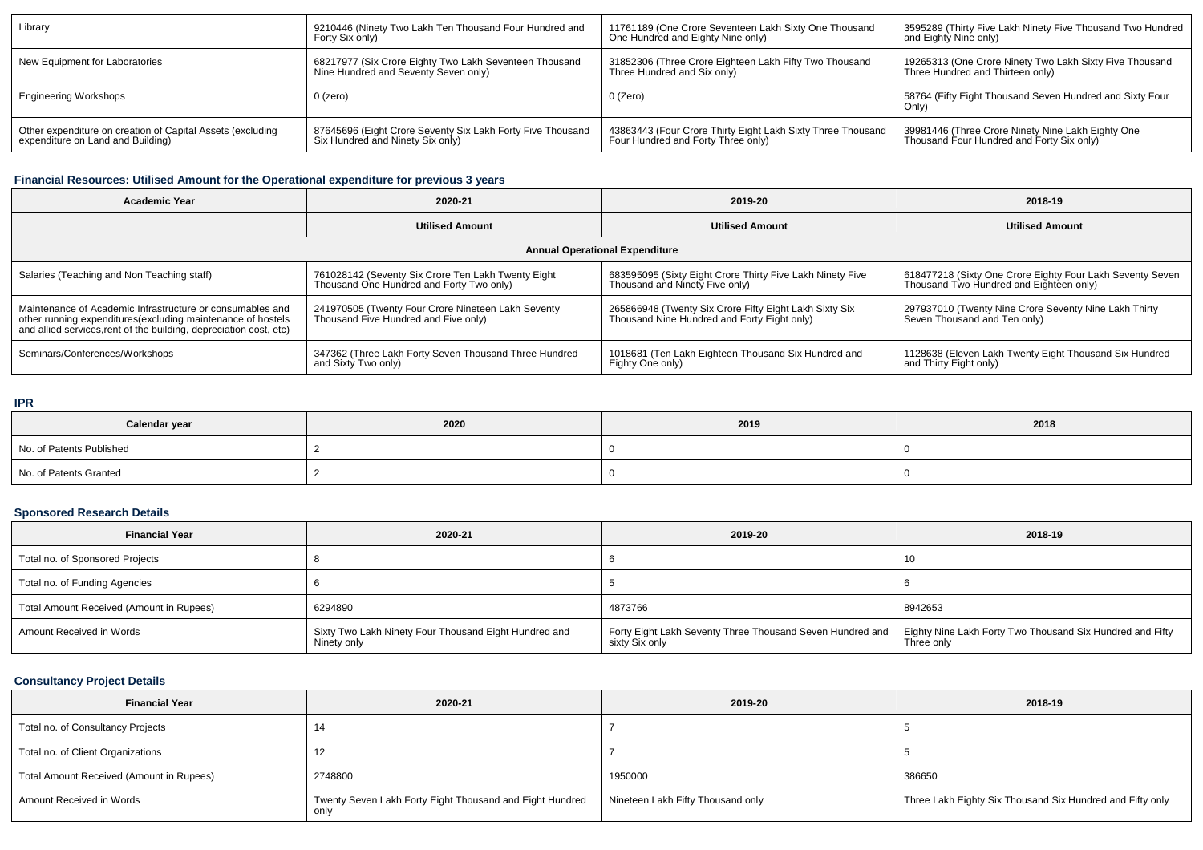| Library | 9210446 (Ninety Two Lakh Ten Thousand Four Hundred and Forty Six only) | 11761189 (One Crore Seventeen Lakh Sixty One Thousand One Hundred and Eighty Nine only) | 3595289 (Thirty Five Lakh Ninety Five Thousand Two Hundred and Eighty Nine only) |
|---|---|---|---|
| New Equipment for Laboratories | 68217977 (Six Crore Eighty Two Lakh Seventeen Thousand Nine Hundred and Seventy Seven only) | 31852306 (Three Crore Eighteen Lakh Fifty Two Thousand Three Hundred and Six only) | 19265313 (One Crore Ninety Two Lakh Sixty Five Thousand Three Hundred and Thirteen only) |
| Engineering Workshops | 0 (zero) | 0 (Zero) | 58764 (Fifty Eight Thousand Seven Hundred and Sixty Four Only) |
| Other expenditure on creation of Capital Assets (excluding expenditure on Land and Building) | 87645696 (Eight Crore Seventy Six Lakh Forty Five Thousand Six Hundred and Ninety Six only) | 43863443 (Four Crore Thirty Eight Lakh Sixty Three Thousand Four Hundred and Forty Three only) | 39981446 (Three Crore Ninety Nine Lakh Eighty One Thousand Four Hundred and Forty Six only) |

### Financial Resources: Utilised Amount for the Operational expenditure for previous 3 years

| Academic Year | 2020-21 | 2019-20 | 2018-19 |
|---|---|---|---|
| | Utilised Amount | Utilised Amount | Utilised Amount |
| Annual Operational Expenditure | | | |
| Salaries (Teaching and Non Teaching staff) | 761028142 (Seventy Six Crore Ten Lakh Twenty Eight Thousand One Hundred and Forty Two only) | 683595095 (Sixty Eight Crore Thirty Five Lakh Ninety Five Thousand and Ninety Five only) | 618477218 (Sixty One Crore Eighty Four Lakh Seventy Seven Thousand Two Hundred and Eighteen only) |
| Maintenance of Academic Infrastructure or consumables and other running expenditures(excluding maintenance of hostels and allied services,rent of the building, depreciation cost, etc) | 241970505 (Twenty Four Crore Nineteen Lakh Seventy Thousand Five Hundred and Five only) | 265866948 (Twenty Six Crore Fifty Eight Lakh Sixty Six Thousand Nine Hundred and Forty Eight only) | 297937010 (Twenty Nine Crore Seventy Nine Lakh Thirty Seven Thousand and Ten only) |
| Seminars/Conferences/Workshops | 347362 (Three Lakh Forty Seven Thousand Three Hundred and Sixty Two only) | 1018681 (Ten Lakh Eighteen Thousand Six Hundred and Eighty One only) | 1128638 (Eleven Lakh Twenty Eight Thousand Six Hundred and Thirty Eight only) |

### IPR

| Calendar year | 2020 | 2019 | 2018 |
|---|---|---|---|
| No. of Patents Published | 2 | 0 | 0 |
| No. of Patents Granted | 2 | 0 | 0 |

### Sponsored Research Details

| Financial Year | 2020-21 | 2019-20 | 2018-19 |
|---|---|---|---|
| Total no. of Sponsored Projects | 8 | 6 | 10 |
| Total no. of Funding Agencies | 6 | 5 | 6 |
| Total Amount Received (Amount in Rupees) | 6294890 | 4873766 | 8942653 |
| Amount Received in Words | Sixty Two Lakh Ninety Four Thousand Eight Hundred and Ninety only | Forty Eight Lakh Seventy Three Thousand Seven Hundred and sixty Six only | Eighty Nine Lakh Forty Two Thousand Six Hundred and Fifty Three only |

### Consultancy Project Details

| Financial Year | 2020-21 | 2019-20 | 2018-19 |
|---|---|---|---|
| Total no. of Consultancy Projects | 14 | 7 | 5 |
| Total no. of Client Organizations | 12 | 7 | 5 |
| Total Amount Received (Amount in Rupees) | 2748800 | 1950000 | 386650 |
| Amount Received in Words | Twenty Seven Lakh Forty Eight Thousand and Eight Hundred only | Nineteen Lakh Fifty Thousand only | Three Lakh Eighty Six Thousand Six Hundred and Fifty only |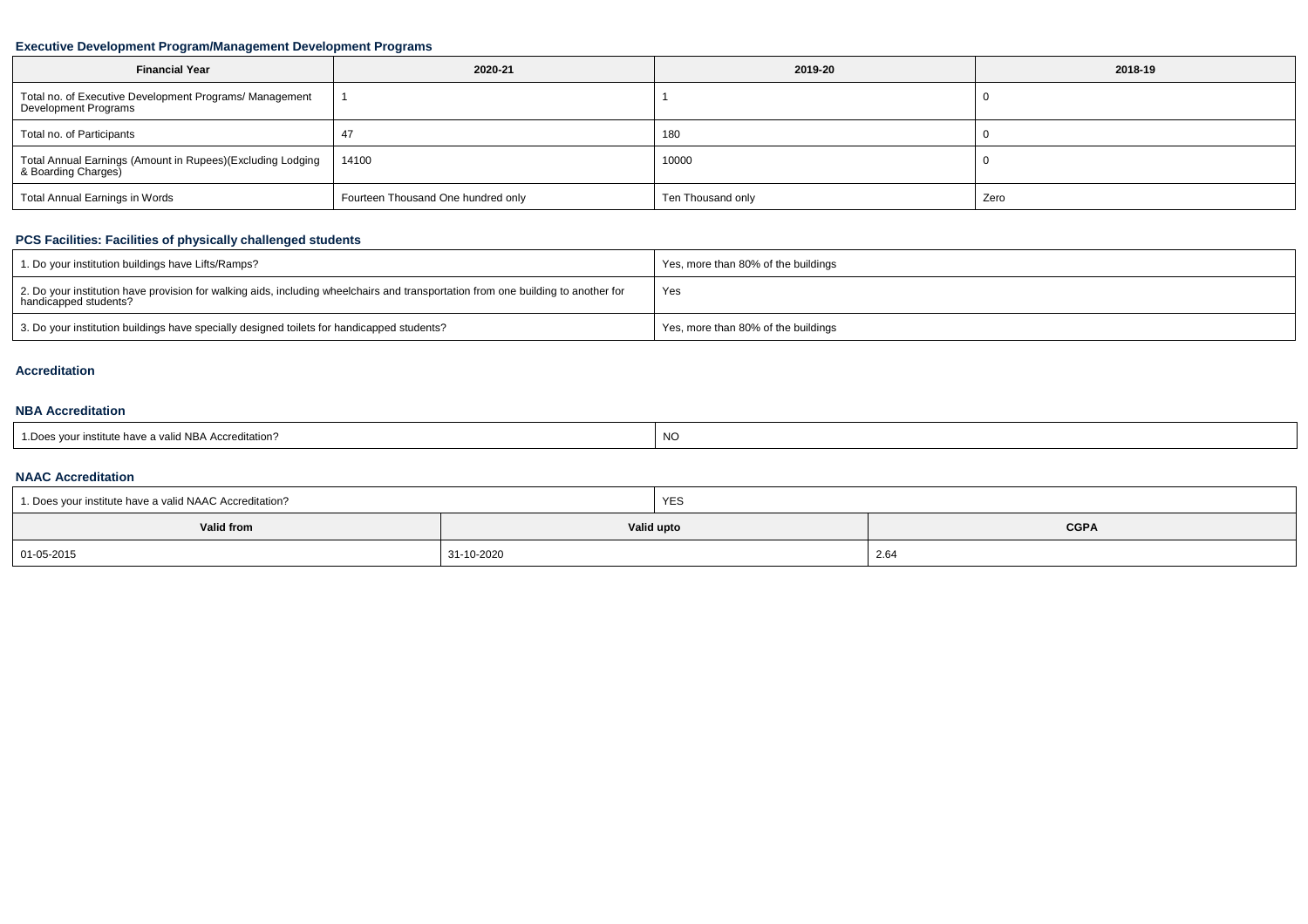### Executive Development Program/Management Development Programs

| Financial Year | 2020-21 | 2019-20 | 2018-19 |
|---|---|---|---|
| Total no. of Executive Development Programs/ Management Development Programs | 1 | 1 | 0 |
| Total no. of Participants | 47 | 180 | 0 |
| Total Annual Earnings (Amount in Rupees)(Excluding Lodging & Boarding Charges) | 14100 | 10000 | 0 |
| Total Annual Earnings in Words | Fourteen Thousand One hundred only | Ten Thousand only | Zero |

### PCS Facilities: Facilities of physically challenged students

| | |
|---|---|
| 1. Do your institution buildings have Lifts/Ramps? | Yes, more than 80% of the buildings |
| 2. Do your institution have provision for walking aids, including wheelchairs and transportation from one building to another for handicapped students? | Yes |
| 3. Do your institution buildings have specially designed toilets for handicapped students? | Yes, more than 80% of the buildings |

### Accreditation

### NBA Accreditation

| | |
|---|---|
| 1.Does your institute have a valid NBA Accreditation? | NO |

### NAAC Accreditation

| 1. Does your institute have a valid NAAC Accreditation? | | YES |
|---|---|---|
| **Valid from** | **Valid upto** | **CGPA** |
| 01-05-2015 | 31-10-2020 | 2.64 |